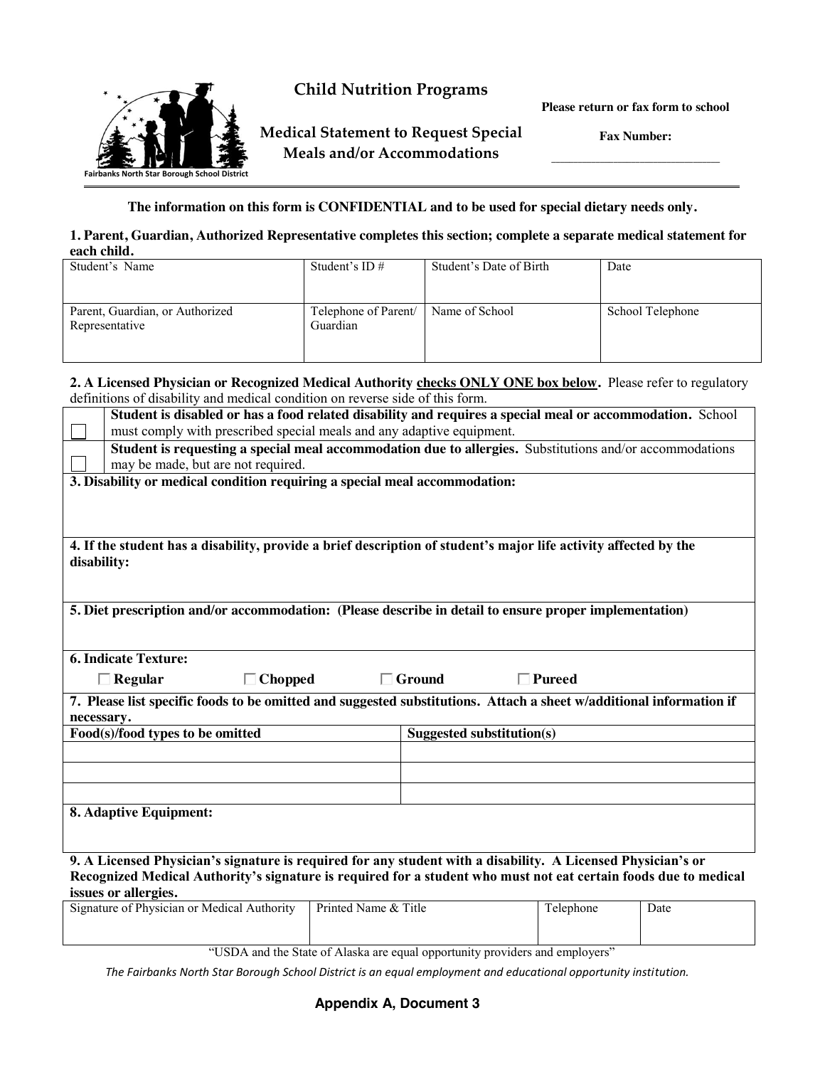Fairbanks North Star Borough School District

# Child Nutrition Programs

## Medical Statement to Request Special Meals and/or Accommodations

**Please return or fax form to school**

**Fax Number:** ___________________________

**The information on this form is CONFIDENTIAL and to be used for special dietary needs only.**

**1. Parent, Guardian, Authorized Representative completes this section; complete a separate medical statement for each child.**

| Student's Name | Student's ID # | Student's Date of Birth | Date |
|---|---|---|---|
| | | | |
| Parent, Guardian, or Authorized Representative | Telephone of Parent/ Guardian | Name of School | School Telephone |
| | | | |

**2. A Licensed Physician or Recognized Medical Authority checks ONLY ONE box below.** Please refer to regulatory definitions of disability and medical condition on reverse side of this form.

| | |
|---|---|
| ☐ | **Student is disabled or has a food related disability and requires a special meal or accommodation.** School must comply with prescribed special meals and any adaptive equipment. |
| ☐ | **Student is requesting a special meal accommodation due to allergies.** Substitutions and/or accommodations may be made, but are not required. |

**3. Disability or medical condition requiring a special meal accommodation:**

**4. If the student has a disability, provide a brief description of student's major life activity affected by the disability:**

**5. Diet prescription and/or accommodation: (Please describe in detail to ensure proper implementation)**

**6. Indicate Texture:**

☐ **Regular** ☐ **Chopped** ☐ **Ground** ☐ **Pureed**

**7. Please list specific foods to be omitted and suggested substitutions. Attach a sheet w/additional information if necessary.**

| Food(s)/food types to be omitted | Suggested substitution(s) |
|---|---|
| | |
| | |
| | |

**8. Adaptive Equipment:**

**9. A Licensed Physician's signature is required for any student with a disability. A Licensed Physician's or Recognized Medical Authority's signature is required for a student who must not eat certain foods due to medical issues or allergies.**

| Signature of Physician or Medical Authority | Printed Name & Title | Telephone | Date |
|---|---|---|---|
| | | | |

"USDA and the State of Alaska are equal opportunity providers and employers"

*The Fairbanks North Star Borough School District is an equal employment and educational opportunity institution.*

**Appendix A, Document 3**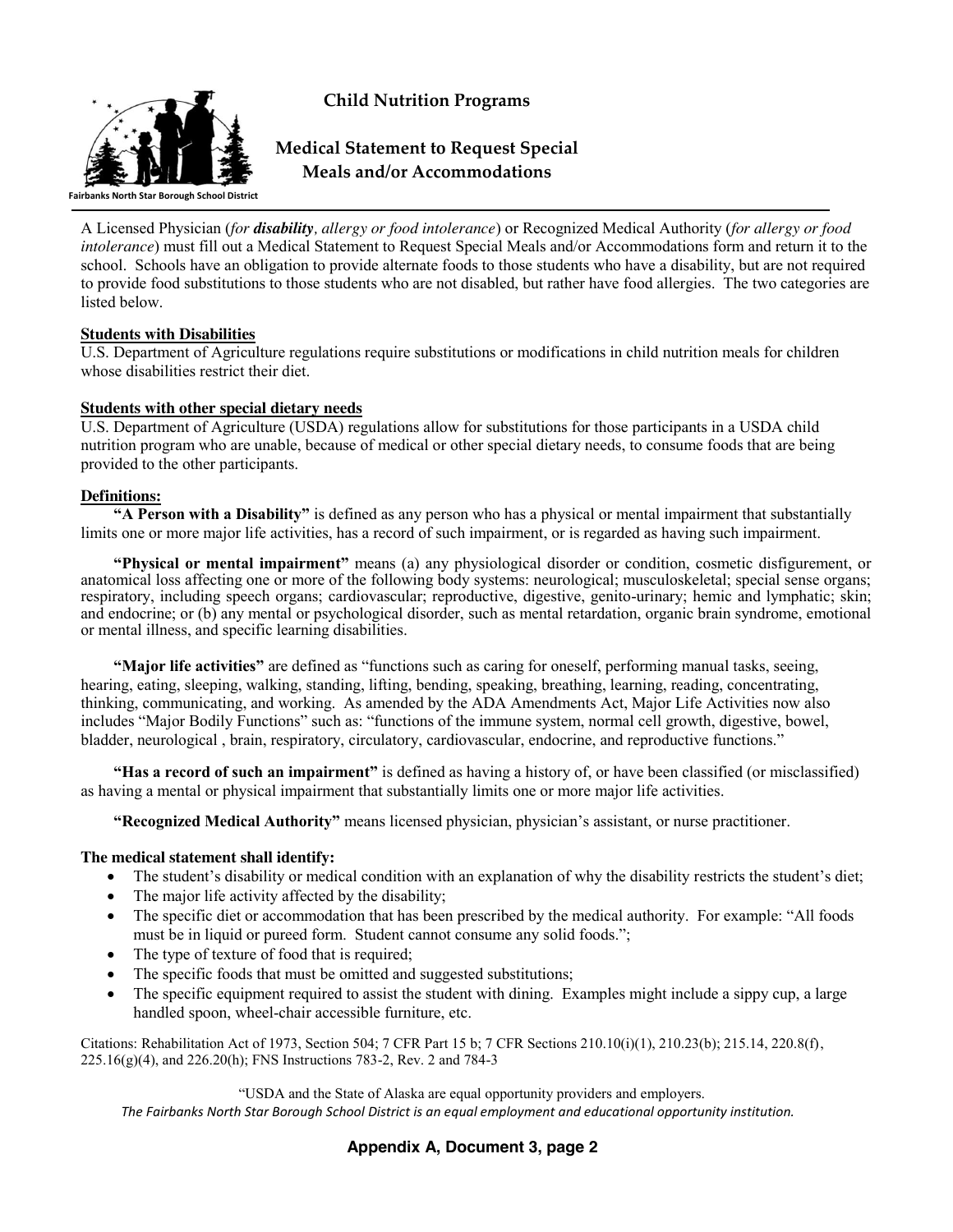Fairbanks North Star Borough School District

# Child Nutrition Programs

## Medical Statement to Request Special Meals and/or Accommodations

A Licensed Physician (*for **disability**, allergy or food intolerance*) or Recognized Medical Authority (*for allergy or food intolerance*) must fill out a Medical Statement to Request Special Meals and/or Accommodations form and return it to the school. Schools have an obligation to provide alternate foods to those students who have a disability, but are not required to provide food substitutions to those students who are not disabled, but rather have food allergies. The two categories are listed below.

**Students with Disabilities**

U.S. Department of Agriculture regulations require substitutions or modifications in child nutrition meals for children whose disabilities restrict their diet.

**Students with other special dietary needs**

U.S. Department of Agriculture (USDA) regulations allow for substitutions for those participants in a USDA child nutrition program who are unable, because of medical or other special dietary needs, to consume foods that are being provided to the other participants.

**Definitions:**

**"A Person with a Disability"** is defined as any person who has a physical or mental impairment that substantially limits one or more major life activities, has a record of such impairment, or is regarded as having such impairment.

**"Physical or mental impairment"** means (a) any physiological disorder or condition, cosmetic disfigurement, or anatomical loss affecting one or more of the following body systems: neurological; musculoskeletal; special sense organs; respiratory, including speech organs; cardiovascular; reproductive, digestive, genito-urinary; hemic and lymphatic; skin; and endocrine; or (b) any mental or psychological disorder, such as mental retardation, organic brain syndrome, emotional or mental illness, and specific learning disabilities.

**"Major life activities"** are defined as "functions such as caring for oneself, performing manual tasks, seeing, hearing, eating, sleeping, walking, standing, lifting, bending, speaking, breathing, learning, reading, concentrating, thinking, communicating, and working. As amended by the ADA Amendments Act, Major Life Activities now also includes "Major Bodily Functions" such as: "functions of the immune system, normal cell growth, digestive, bowel, bladder, neurological , brain, respiratory, circulatory, cardiovascular, endocrine, and reproductive functions."

**"Has a record of such an impairment"** is defined as having a history of, or have been classified (or misclassified) as having a mental or physical impairment that substantially limits one or more major life activities.

**"Recognized Medical Authority"** means licensed physician, physician's assistant, or nurse practitioner.

**The medical statement shall identify:**

- The student's disability or medical condition with an explanation of why the disability restricts the student's diet;
- The major life activity affected by the disability;
- The specific diet or accommodation that has been prescribed by the medical authority. For example: "All foods must be in liquid or pureed form. Student cannot consume any solid foods.";
- The type of texture of food that is required;
- The specific foods that must be omitted and suggested substitutions;
- The specific equipment required to assist the student with dining. Examples might include a sippy cup, a large handled spoon, wheel-chair accessible furniture, etc.

Citations: Rehabilitation Act of 1973, Section 504; 7 CFR Part 15 b; 7 CFR Sections 210.10(i)(1), 210.23(b); 215.14, 220.8(f), 225.16(g)(4), and 226.20(h); FNS Instructions 783-2, Rev. 2 and 784-3

"USDA and the State of Alaska are equal opportunity providers and employers.

*The Fairbanks North Star Borough School District is an equal employment and educational opportunity institution.*

**Appendix A, Document 3, page 2**